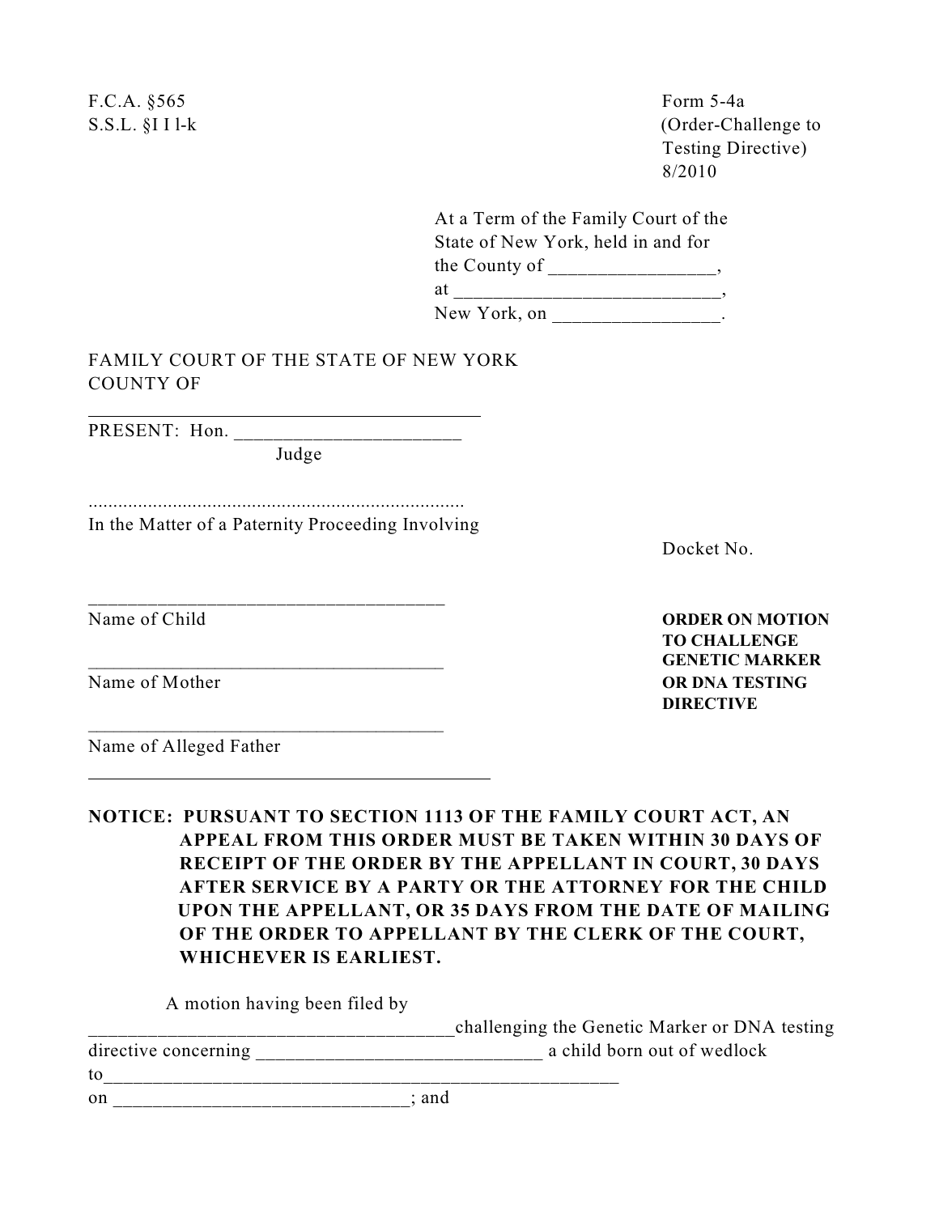F.C.A. §565
S.S.L. §I I l-k

Form 5-4a
(Order-Challenge to Testing Directive)
8/2010

At a Term of the Family Court of the State of New York, held in and for the County of _________________, at ___________________________, New York, on _________________.

FAMILY COURT OF THE STATE OF NEW YORK
COUNTY OF
__________________________________________

PRESENT: Hon. _______________________
Judge

...........................................................................
In the Matter of a Paternity Proceeding Involving

Docket No.

_____________________________________
Name of Child

_____________________________________
Name of Mother

_____________________________________
Name of Alleged Father
__________________________________________

**ORDER ON MOTION TO CHALLENGE GENETIC MARKER OR DNA TESTING DIRECTIVE**

**NOTICE: PURSUANT TO SECTION 1113 OF THE FAMILY COURT ACT, AN APPEAL FROM THIS ORDER MUST BE TAKEN WITHIN 30 DAYS OF RECEIPT OF THE ORDER BY THE APPELLANT IN COURT, 30 DAYS AFTER SERVICE BY A PARTY OR THE ATTORNEY FOR THE CHILD UPON THE APPELLANT, OR 35 DAYS FROM THE DATE OF MAILING OF THE ORDER TO APPELLANT BY THE CLERK OF THE COURT, WHICHEVER IS EARLIEST.**

A motion having been filed by _____________________________________challenging the Genetic Marker or DNA testing directive concerning _____________________________ a child born out of wedlock to________________________________________________________ on ______________________________; and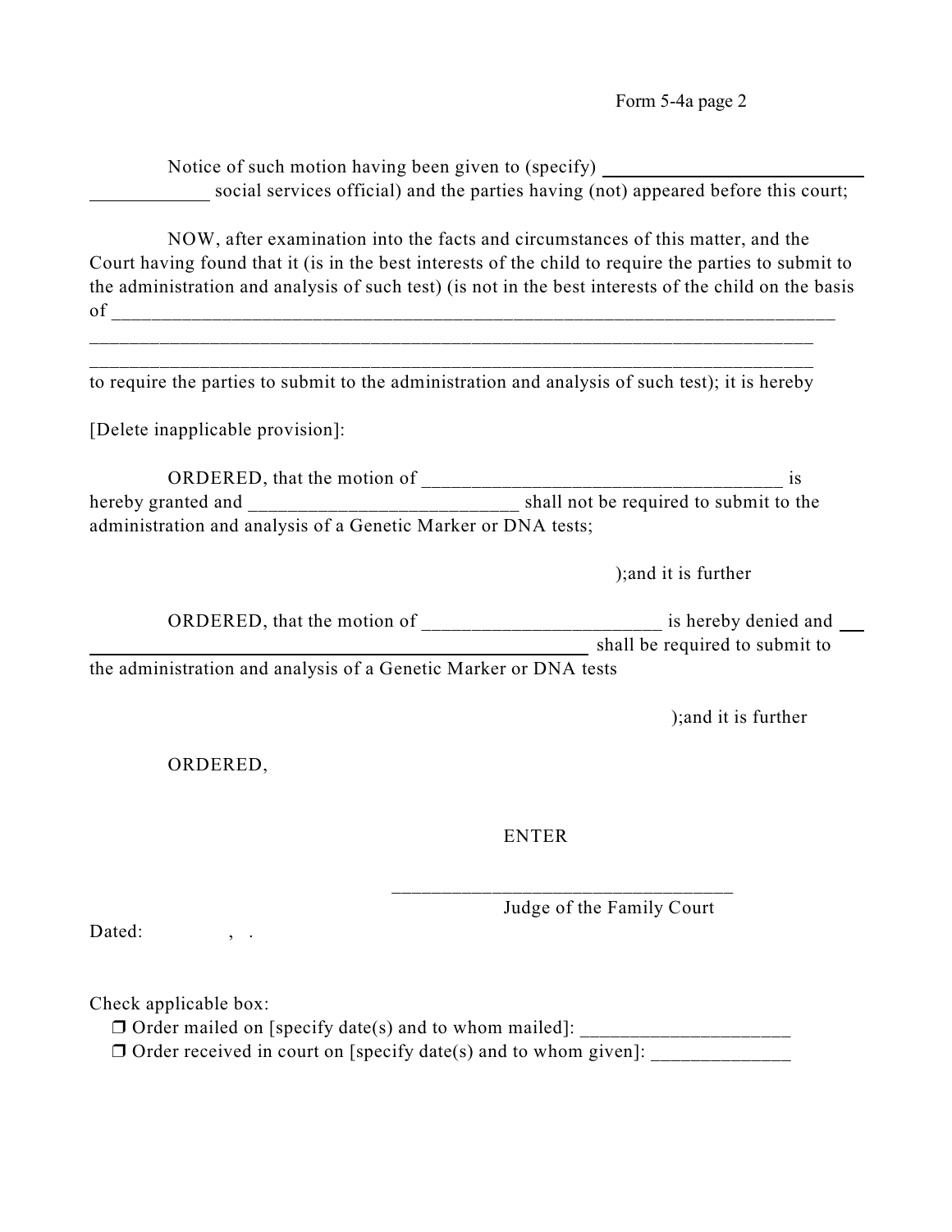Form 5-4a page 2

Notice of such motion having been given to (specify) ____________________________ ____________ social services official) and the parties having (not) appeared before this court;

NOW, after examination into the facts and circumstances of this matter, and the Court having found that it (is in the best interests of the child to require the parties to submit to the administration and analysis of such test) (is not in the best interests of the child on the basis of ___________________________________________________________________________
___________________________________________________________________________
___________________________________________________________________________
to require the parties to submit to the administration and analysis of such test); it is hereby

[Delete inapplicable provision]:

ORDERED, that the motion of _____________________________________ is hereby granted and ___________________________ shall not be required to submit to the administration and analysis of a Genetic Marker or DNA tests;

);and it is further

ORDERED, that the motion of ________________________ is hereby denied and ___ _______________________________________________ shall be required to submit to the administration and analysis of a Genetic Marker or DNA tests

);and it is further

ORDERED,

ENTER

___________________________________
Judge of the Family Court

Dated: , .

Check applicable box:

❒ Order mailed on [specify date(s) and to whom mailed]: _____________________

❒ Order received in court on [specify date(s) and to whom given]: ______________